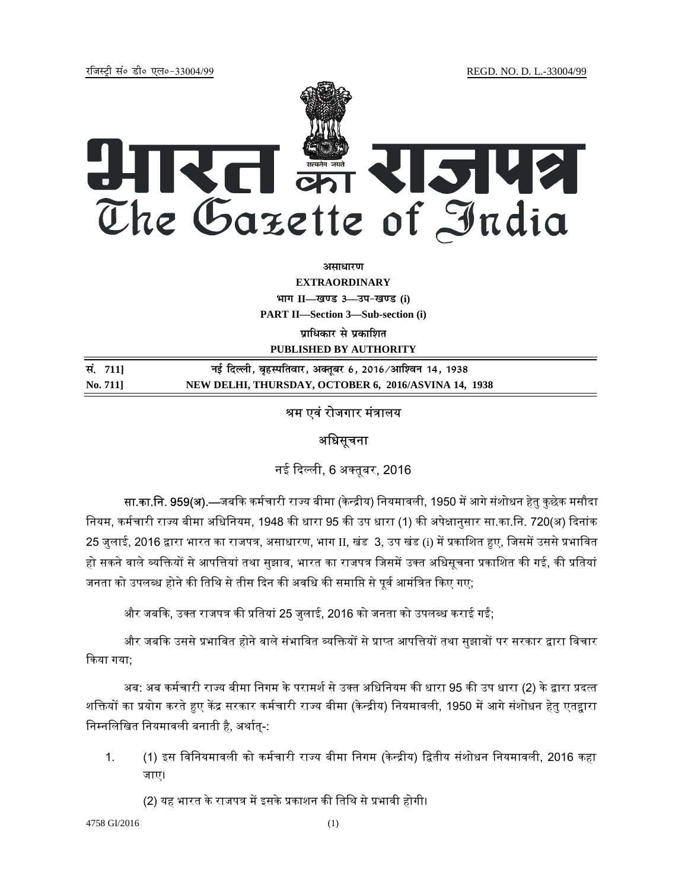रजिस्ट्री सं० डी० एल०-33004/99 REGD. NO. D. L.-33004/99

# भारत का राजपत्र
# The Gazette of India

**असाधारण**
**EXTRAORDINARY**
**भाग II—खण्ड 3—उप-खण्ड (i)**
**PART II—Section 3—Sub-section (i)**
**प्राधिकार से प्रकाशित**
**PUBLISHED BY AUTHORITY**

| | |
|---|---|
| **सं. 711]** | **नई दिल्ली, बृहस्पतिवार, अक्तूबर 6, 2016/आश्विन 14, 1938** |
| **No. 711]** | **NEW DELHI, THURSDAY, OCTOBER 6, 2016/ASVINA 14, 1938** |

## श्रम एवं रोजगार मंत्रालय

### अधिसूचना

नई दिल्ली, 6 अक्तूबर, 2016

**सा.का.नि. 959(अ).**—जबकि कर्मचारी राज्य बीमा (केन्द्रीय) नियमावली, 1950 में आगे संशोधन हेतु कुछेक मसौदा नियम, कर्मचारी राज्य बीमा अधिनियम, 1948 की धारा 95 की उप धारा (1) की अपेक्षानुसार सा.का.नि. 720(अ) दिनांक 25 जुलाई, 2016 द्वारा भारत का राजपत्र, असाधारण, भाग II, खंड 3, उप खंड (i) में प्रकाशित हुए, जिसमें उससे प्रभावित हो सकने वाले व्यक्तियों से आपत्तियां तथा सुझाव, भारत का राजपत्र जिसमें उक्त अधिसूचना प्रकाशित की गई, की प्रतियां जनता को उपलब्ध होने की तिथि से तीस दिन की अवधि की समाप्ति से पूर्व आमंत्रित किए गए;

और जबकि, उक्त राजपत्र की प्रतियां 25 जुलाई, 2016 को जनता को उपलब्ध कराई गईं;

और जबकि उससे प्रभावित होने वाले संभावित व्यक्तियों से प्राप्त आपत्तियों तथा सुझावों पर सरकार द्वारा विचार किया गया;

अब: अब कर्मचारी राज्य बीमा निगम के परामर्श से उक्त अधिनियम की धारा 95 की उप धारा (2) के द्वारा प्रदत्त शक्तियों का प्रयोग करते हुए केंद्र सरकार कर्मचारी राज्य बीमा (केन्द्रीय) नियमावली, 1950 में आगे संशोधन हेतु एतद्द्वारा निम्नलिखित नियमावली बनाती है, अर्थात्-:

1. (1) इस विनियमावली को कर्मचारी राज्य बीमा निगम (केन्द्रीय) द्वितीय संशोधन नियमावली, 2016 कहा जाए।

   (2) यह भारत के राजपत्र में इसके प्रकाशन की तिथि से प्रभावी होगी।

4758 GI/2016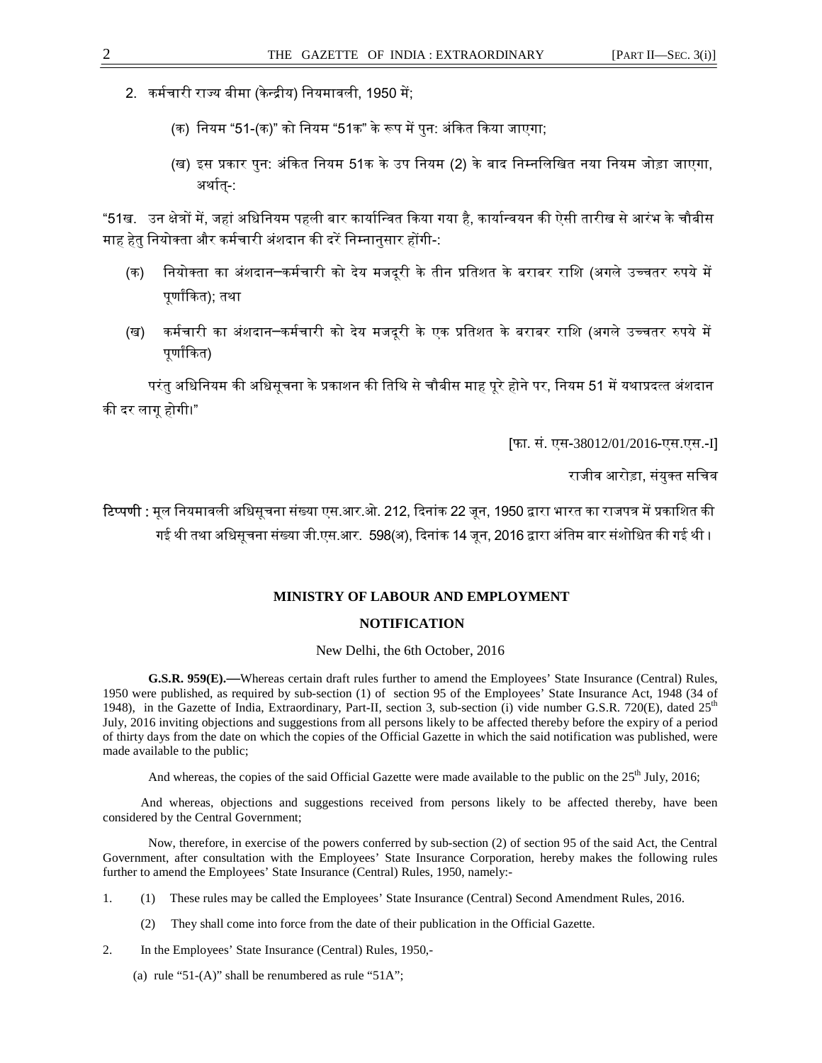2. कर्मचारी राज्य बीमा (केन्द्रीय) नियमावली, 1950 में;

   (क) नियम "51-(क)" को नियम "51क" के रूप में पुन: अंकित किया जाएगा;

   (ख) इस प्रकार पुन: अंकित नियम 51क के उप नियम (2) के बाद निम्नलिखित नया नियम जोड़ा जाएगा, अर्थात्-:

"51ख. उन क्षेत्रों में, जहां अधिनियम पहली बार कार्यान्वित किया गया है, कार्यान्वयन की ऐसी तारीख से आरंभ के चौबीस माह हेतु नियोक्ता और कर्मचारी अंशदान की दरें निम्नानुसार होंगी-:

(क) नियोक्ता का अंशदान–कर्मचारी को देय मजदूरी के तीन प्रतिशत के बराबर राशि (अगले उच्चतर रुपये में पूर्णांकित); तथा

(ख) कर्मचारी का अंशदान–कर्मचारी को देय मजदूरी के एक प्रतिशत के बराबर राशि (अगले उच्चतर रुपये में पूर्णांकित)

परंतु अधिनियम की अधिसूचना के प्रकाशन की तिथि से चौबीस माह पूरे होने पर, नियम 51 में यथाप्रदत्त अंशदान की दर लागू होगी।"

[फा. सं. एस-38012/01/2016-एस.एस.-I]

राजीव आरोड़ा, संयुक्त सचिव

**टिप्पणी :** मूल नियमावली अधिसूचना संख्या एस.आर.ओ. 212, दिनांक 22 जून, 1950 द्वारा भारत का राजपत्र में प्रकाशित की गई थी तथा अधिसूचना संख्या जी.एस.आर. 598(अ), दिनांक 14 जून, 2016 द्वारा अंतिम बार संशोधित की गई थी।

## MINISTRY OF LABOUR AND EMPLOYMENT

## NOTIFICATION

New Delhi, the 6th October, 2016

**G.S.R. 959(E).—**Whereas certain draft rules further to amend the Employees' State Insurance (Central) Rules, 1950 were published, as required by sub-section (1) of section 95 of the Employees' State Insurance Act, 1948 (34 of 1948), in the Gazette of India, Extraordinary, Part-II, section 3, sub-section (i) vide number G.S.R. 720(E), dated 25th July, 2016 inviting objections and suggestions from all persons likely to be affected thereby before the expiry of a period of thirty days from the date on which the copies of the Official Gazette in which the said notification was published, were made available to the public;

And whereas, the copies of the said Official Gazette were made available to the public on the 25th July, 2016;

And whereas, objections and suggestions received from persons likely to be affected thereby, have been considered by the Central Government;

Now, therefore, in exercise of the powers conferred by sub-section (2) of section 95 of the said Act, the Central Government, after consultation with the Employees' State Insurance Corporation, hereby makes the following rules further to amend the Employees' State Insurance (Central) Rules, 1950, namely:-

1. (1) These rules may be called the Employees' State Insurance (Central) Second Amendment Rules, 2016.

   (2) They shall come into force from the date of their publication in the Official Gazette.

2. In the Employees' State Insurance (Central) Rules, 1950,-

   (a) rule "51-(A)" shall be renumbered as rule "51A";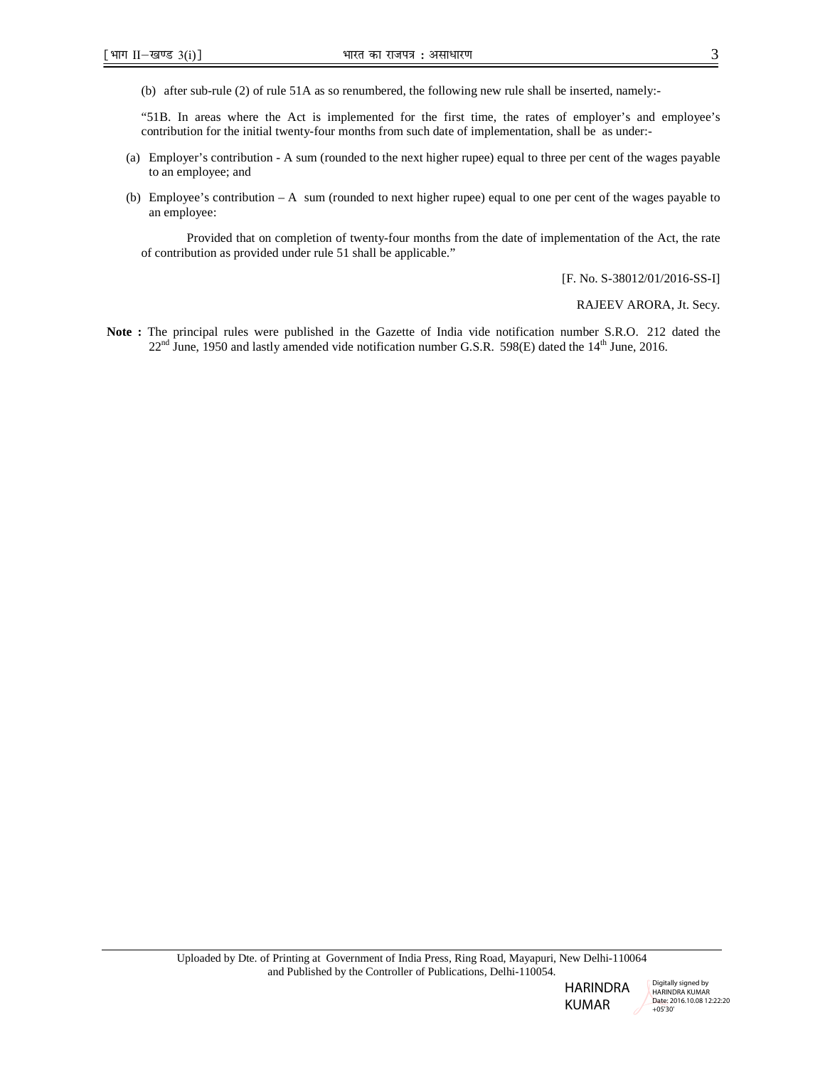(b) after sub-rule (2) of rule 51A as so renumbered, the following new rule shall be inserted, namely:-

"51B. In areas where the Act is implemented for the first time, the rates of employer's and employee's contribution for the initial twenty-four months from such date of implementation, shall be as under:-

(a) Employer's contribution - A sum (rounded to the next higher rupee) equal to three per cent of the wages payable to an employee; and

(b) Employee's contribution – A sum (rounded to next higher rupee) equal to one per cent of the wages payable to an employee:

Provided that on completion of twenty-four months from the date of implementation of the Act, the rate of contribution as provided under rule 51 shall be applicable."

[F. No. S-38012/01/2016-SS-I]

RAJEEV ARORA, Jt. Secy.

**Note :** The principal rules were published in the Gazette of India vide notification number S.R.O. 212 dated the 22nd June, 1950 and lastly amended vide notification number G.S.R. 598(E) dated the 14th June, 2016.

Uploaded by Dte. of Printing at Government of India Press, Ring Road, Mayapuri, New Delhi-110064 and Published by the Controller of Publications, Delhi-110054.

HARINDRA KUMAR

Digitally signed by HARINDRA KUMAR
Date: 2016.10.08 12:22:20 +05'30'